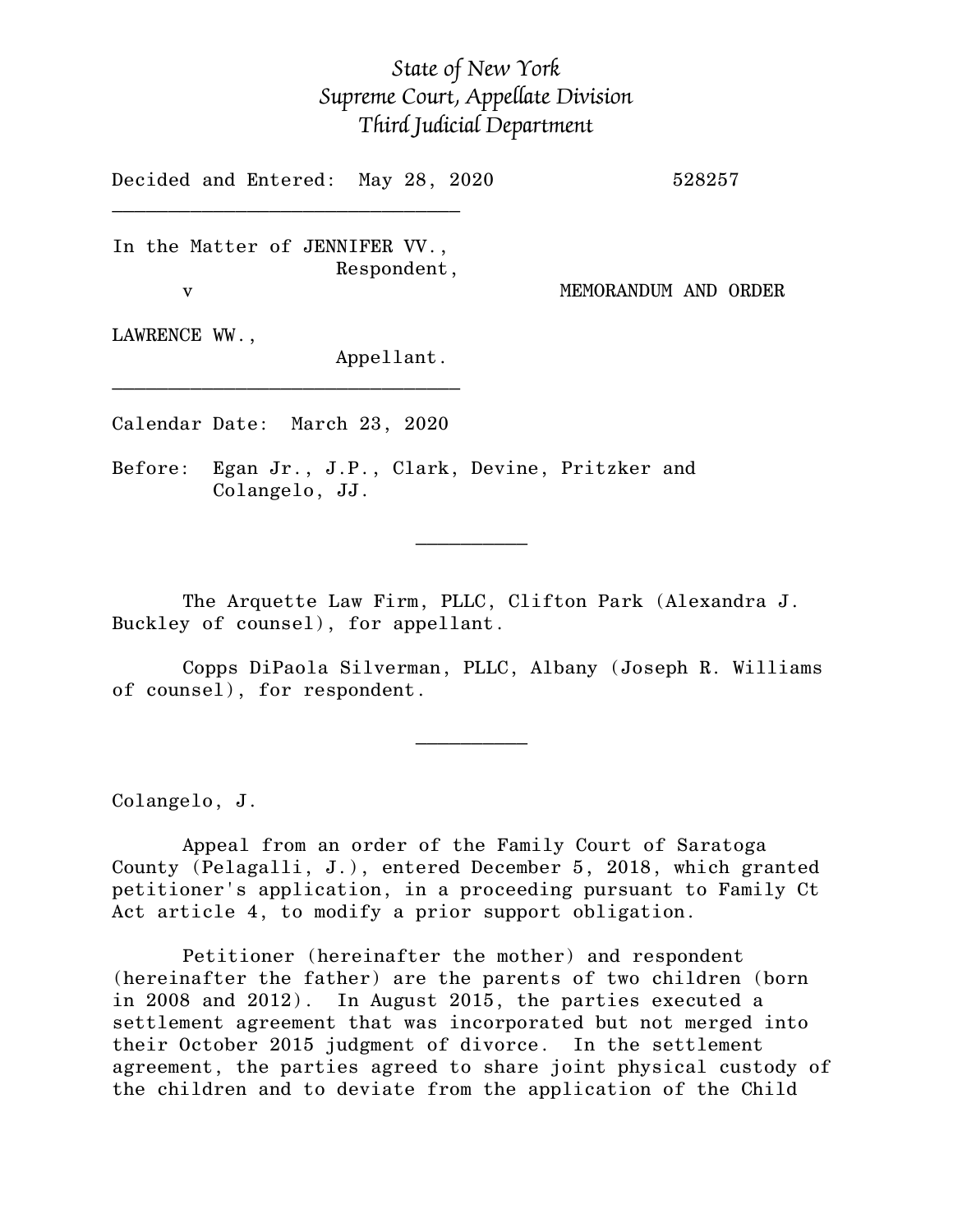*State of New York*
*Supreme Court, Appellate Division*
*Third Judicial Department*

Decided and Entered: May 28, 2020 528257

---

In the Matter of JENNIFER VV.,
Respondent,

v MEMORANDUM AND ORDER

LAWRENCE WW.,
Appellant.

---

Calendar Date: March 23, 2020

Before: Egan Jr., J.P., Clark, Devine, Pritzker and Colangelo, JJ.

---

The Arquette Law Firm, PLLC, Clifton Park (Alexandra J. Buckley of counsel), for appellant.

Copps DiPaola Silverman, PLLC, Albany (Joseph R. Williams of counsel), for respondent.

---

Colangelo, J.

Appeal from an order of the Family Court of Saratoga County (Pelagalli, J.), entered December 5, 2018, which granted petitioner's application, in a proceeding pursuant to Family Ct Act article 4, to modify a prior support obligation.

Petitioner (hereinafter the mother) and respondent (hereinafter the father) are the parents of two children (born in 2008 and 2012). In August 2015, the parties executed a settlement agreement that was incorporated but not merged into their October 2015 judgment of divorce. In the settlement agreement, the parties agreed to share joint physical custody of the children and to deviate from the application of the Child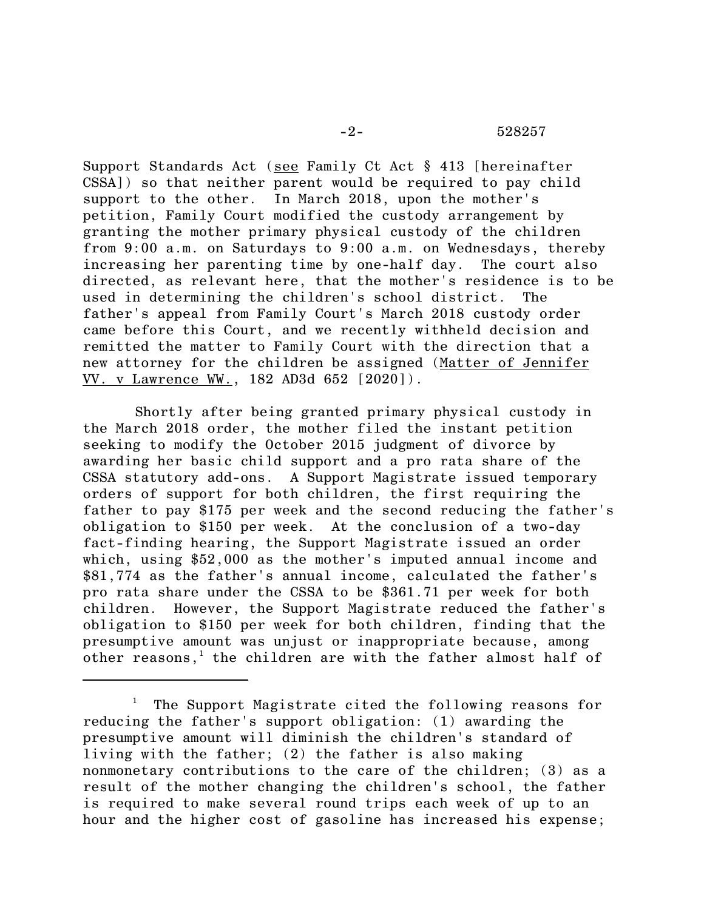Support Standards Act (see Family Ct Act § 413 [hereinafter CSSA]) so that neither parent would be required to pay child support to the other. In March 2018, upon the mother's petition, Family Court modified the custody arrangement by granting the mother primary physical custody of the children from 9:00 a.m. on Saturdays to 9:00 a.m. on Wednesdays, thereby increasing her parenting time by one-half day. The court also directed, as relevant here, that the mother's residence is to be used in determining the children's school district. The father's appeal from Family Court's March 2018 custody order came before this Court, and we recently withheld decision and remitted the matter to Family Court with the direction that a new attorney for the children be assigned (Matter of Jennifer VV. v Lawrence WW., 182 AD3d 652 [2020]).

Shortly after being granted primary physical custody in the March 2018 order, the mother filed the instant petition seeking to modify the October 2015 judgment of divorce by awarding her basic child support and a pro rata share of the CSSA statutory add-ons. A Support Magistrate issued temporary orders of support for both children, the first requiring the father to pay $175 per week and the second reducing the father's obligation to $150 per week. At the conclusion of a two-day fact-finding hearing, the Support Magistrate issued an order which, using $52,000 as the mother's imputed annual income and $81,774 as the father's annual income, calculated the father's pro rata share under the CSSA to be $361.71 per week for both children. However, the Support Magistrate reduced the father's obligation to $150 per week for both children, finding that the presumptive amount was unjust or inappropriate because, among other reasons,[1] the children are with the father almost half of

[1] The Support Magistrate cited the following reasons for reducing the father's support obligation: (1) awarding the presumptive amount will diminish the children's standard of living with the father; (2) the father is also making nonmonetary contributions to the care of the children; (3) as a result of the mother changing the children's school, the father is required to make several round trips each week of up to an hour and the higher cost of gasoline has increased his expense;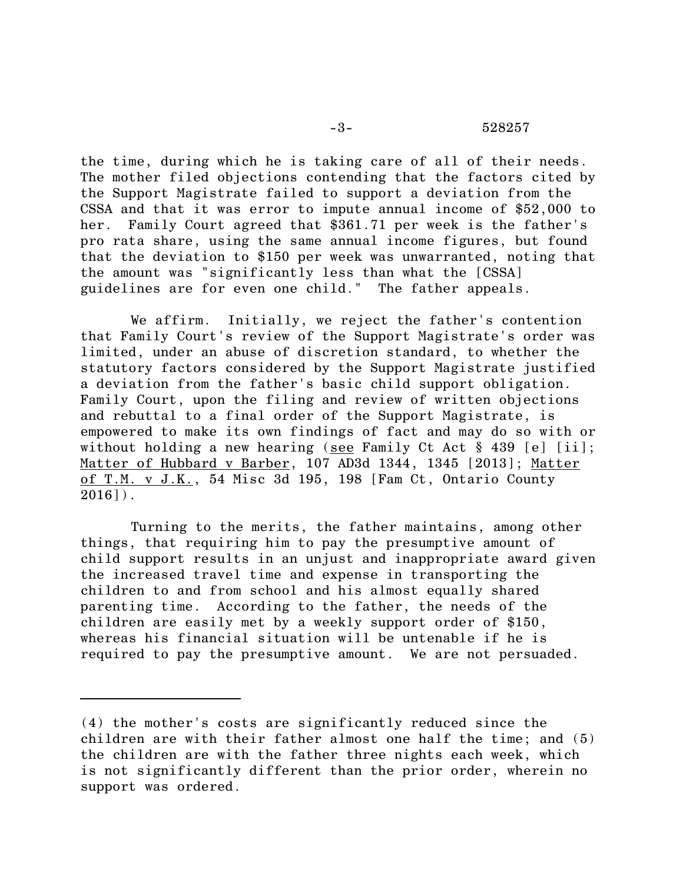the time, during which he is taking care of all of their needs. The mother filed objections contending that the factors cited by the Support Magistrate failed to support a deviation from the CSSA and that it was error to impute annual income of $52,000 to her. Family Court agreed that $361.71 per week is the father's pro rata share, using the same annual income figures, but found that the deviation to $150 per week was unwarranted, noting that the amount was "significantly less than what the [CSSA] guidelines are for even one child." The father appeals.

We affirm. Initially, we reject the father's contention that Family Court's review of the Support Magistrate's order was limited, under an abuse of discretion standard, to whether the statutory factors considered by the Support Magistrate justified a deviation from the father's basic child support obligation. Family Court, upon the filing and review of written objections and rebuttal to a final order of the Support Magistrate, is empowered to make its own findings of fact and may do so with or without holding a new hearing (see Family Ct Act § 439 [e] [ii]; Matter of Hubbard v Barber, 107 AD3d 1344, 1345 [2013]; Matter of T.M. v J.K., 54 Misc 3d 195, 198 [Fam Ct, Ontario County 2016]).

Turning to the merits, the father maintains, among other things, that requiring him to pay the presumptive amount of child support results in an unjust and inappropriate award given the increased travel time and expense in transporting the children to and from school and his almost equally shared parenting time. According to the father, the needs of the children are easily met by a weekly support order of $150, whereas his financial situation will be untenable if he is required to pay the presumptive amount. We are not persuaded.

---

(4) the mother's costs are significantly reduced since the children are with their father almost one half the time; and (5) the children are with the father three nights each week, which is not significantly different than the prior order, wherein no support was ordered.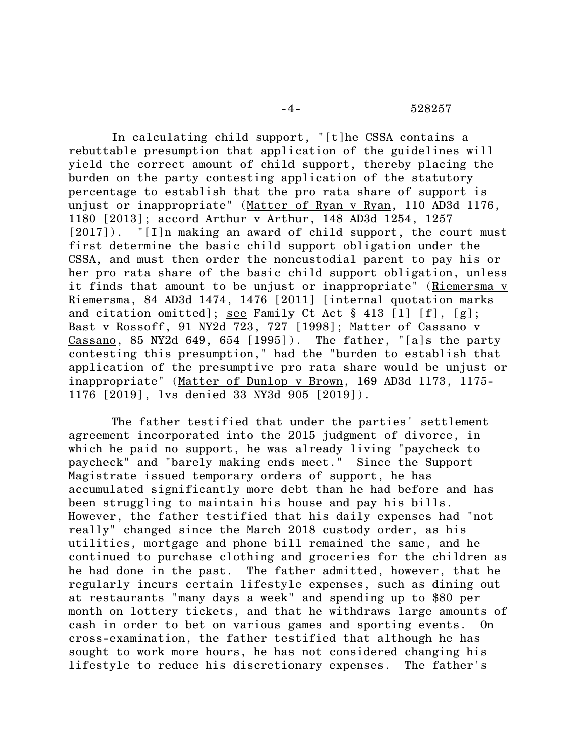In calculating child support, "[t]he CSSA contains a rebuttable presumption that application of the guidelines will yield the correct amount of child support, thereby placing the burden on the party contesting application of the statutory percentage to establish that the pro rata share of support is unjust or inappropriate" (Matter of Ryan v Ryan, 110 AD3d 1176, 1180 [2013]; accord Arthur v Arthur, 148 AD3d 1254, 1257 [2017]). "[I]n making an award of child support, the court must first determine the basic child support obligation under the CSSA, and must then order the noncustodial parent to pay his or her pro rata share of the basic child support obligation, unless it finds that amount to be unjust or inappropriate" (Riemersma v Riemersma, 84 AD3d 1474, 1476 [2011] [internal quotation marks and citation omitted]; see Family Ct Act § 413 [1] [f], [g]; Bast v Rossoff, 91 NY2d 723, 727 [1998]; Matter of Cassano v Cassano, 85 NY2d 649, 654 [1995]). The father, "[a]s the party contesting this presumption," had the "burden to establish that application of the presumptive pro rata share would be unjust or inappropriate" (Matter of Dunlop v Brown, 169 AD3d 1173, 1175-1176 [2019], lvs denied 33 NY3d 905 [2019]).

The father testified that under the parties' settlement agreement incorporated into the 2015 judgment of divorce, in which he paid no support, he was already living "paycheck to paycheck" and "barely making ends meet." Since the Support Magistrate issued temporary orders of support, he has accumulated significantly more debt than he had before and has been struggling to maintain his house and pay his bills. However, the father testified that his daily expenses had "not really" changed since the March 2018 custody order, as his utilities, mortgage and phone bill remained the same, and he continued to purchase clothing and groceries for the children as he had done in the past. The father admitted, however, that he regularly incurs certain lifestyle expenses, such as dining out at restaurants "many days a week" and spending up to $80 per month on lottery tickets, and that he withdraws large amounts of cash in order to bet on various games and sporting events. On cross-examination, the father testified that although he has sought to work more hours, he has not considered changing his lifestyle to reduce his discretionary expenses. The father's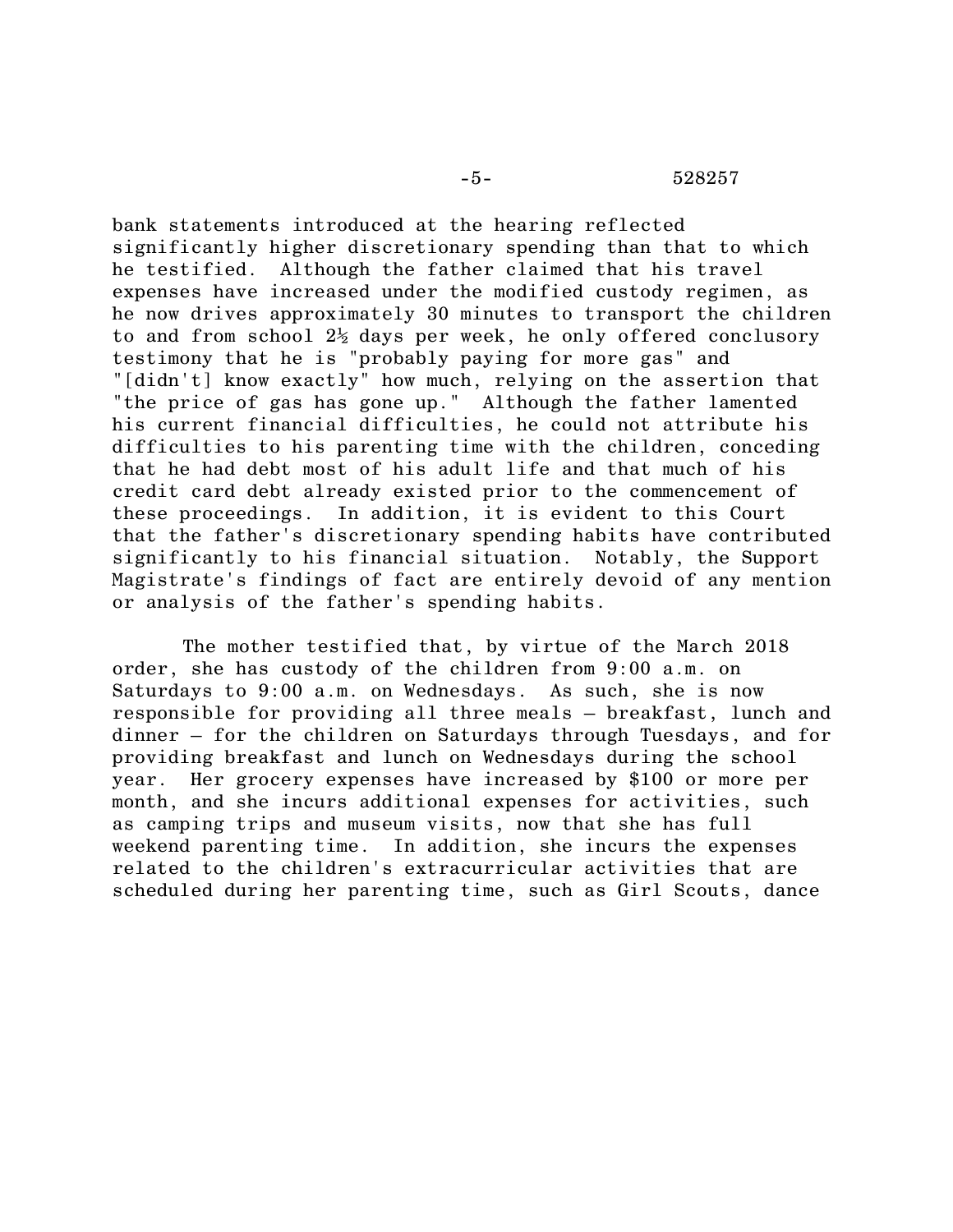bank statements introduced at the hearing reflected significantly higher discretionary spending than that to which he testified. Although the father claimed that his travel expenses have increased under the modified custody regimen, as he now drives approximately 30 minutes to transport the children to and from school 2½ days per week, he only offered conclusory testimony that he is "probably paying for more gas" and "[didn't] know exactly" how much, relying on the assertion that "the price of gas has gone up." Although the father lamented his current financial difficulties, he could not attribute his difficulties to his parenting time with the children, conceding that he had debt most of his adult life and that much of his credit card debt already existed prior to the commencement of these proceedings. In addition, it is evident to this Court that the father's discretionary spending habits have contributed significantly to his financial situation. Notably, the Support Magistrate's findings of fact are entirely devoid of any mention or analysis of the father's spending habits.

The mother testified that, by virtue of the March 2018 order, she has custody of the children from 9:00 a.m. on Saturdays to 9:00 a.m. on Wednesdays. As such, she is now responsible for providing all three meals – breakfast, lunch and dinner – for the children on Saturdays through Tuesdays, and for providing breakfast and lunch on Wednesdays during the school year. Her grocery expenses have increased by $100 or more per month, and she incurs additional expenses for activities, such as camping trips and museum visits, now that she has full weekend parenting time. In addition, she incurs the expenses related to the children's extracurricular activities that are scheduled during her parenting time, such as Girl Scouts, dance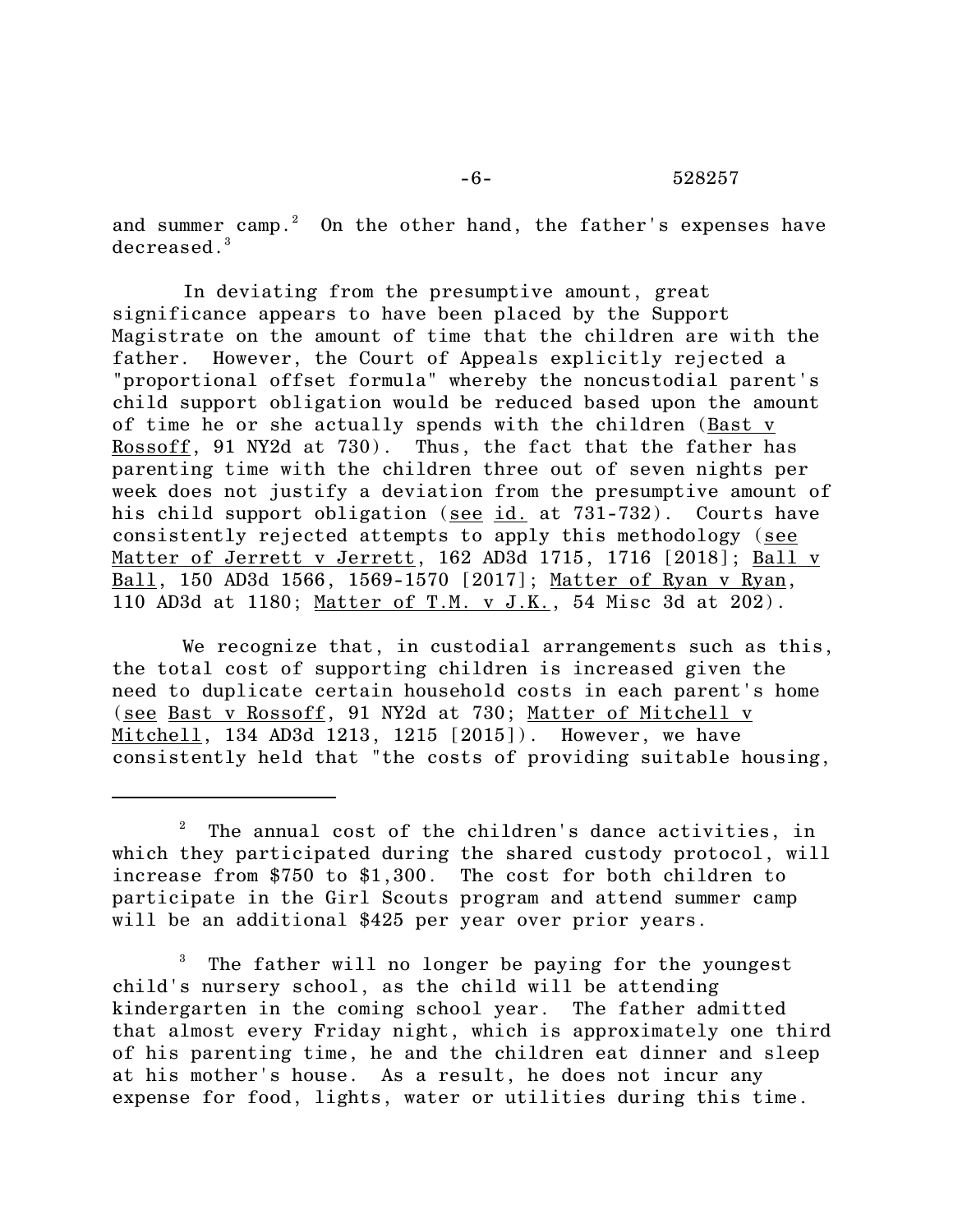and summer camp.[2] On the other hand, the father's expenses have decreased.[3]

In deviating from the presumptive amount, great significance appears to have been placed by the Support Magistrate on the amount of time that the children are with the father. However, the Court of Appeals explicitly rejected a "proportional offset formula" whereby the noncustodial parent's child support obligation would be reduced based upon the amount of time he or she actually spends with the children (Bast v Rossoff, 91 NY2d at 730). Thus, the fact that the father has parenting time with the children three out of seven nights per week does not justify a deviation from the presumptive amount of his child support obligation (see id. at 731-732). Courts have consistently rejected attempts to apply this methodology (see Matter of Jerrett v Jerrett, 162 AD3d 1715, 1716 [2018]; Ball v Ball, 150 AD3d 1566, 1569-1570 [2017]; Matter of Ryan v Ryan, 110 AD3d at 1180; Matter of T.M. v J.K., 54 Misc 3d at 202).

We recognize that, in custodial arrangements such as this, the total cost of supporting children is increased given the need to duplicate certain household costs in each parent's home (see Bast v Rossoff, 91 NY2d at 730; Matter of Mitchell v Mitchell, 134 AD3d 1213, 1215 [2015]). However, we have consistently held that "the costs of providing suitable housing,

---

[2] The annual cost of the children's dance activities, in which they participated during the shared custody protocol, will increase from $750 to $1,300. The cost for both children to participate in the Girl Scouts program and attend summer camp will be an additional $425 per year over prior years.

[3] The father will no longer be paying for the youngest child's nursery school, as the child will be attending kindergarten in the coming school year. The father admitted that almost every Friday night, which is approximately one third of his parenting time, he and the children eat dinner and sleep at his mother's house. As a result, he does not incur any expense for food, lights, water or utilities during this time.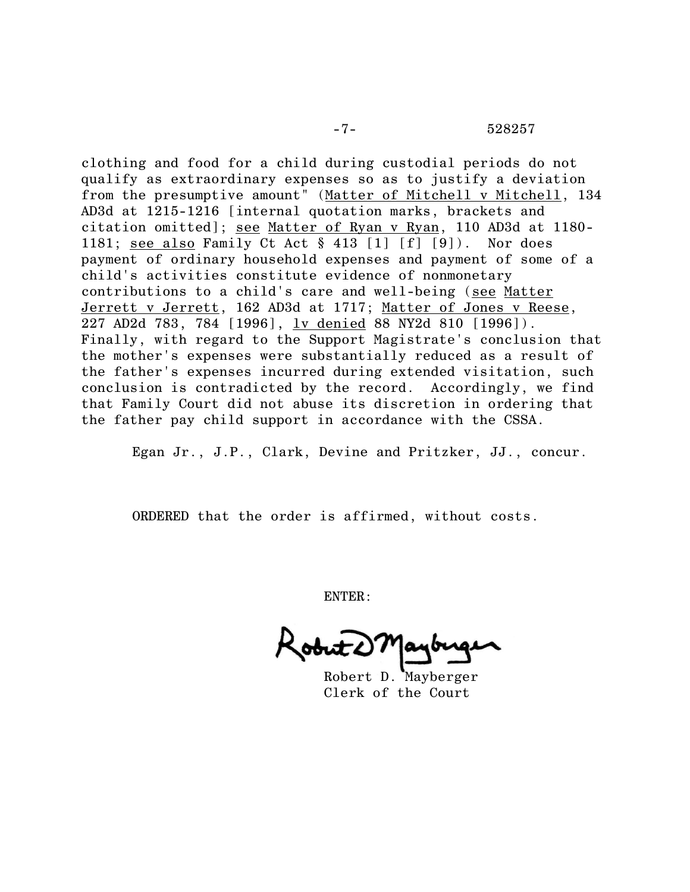clothing and food for a child during custodial periods do not qualify as extraordinary expenses so as to justify a deviation from the presumptive amount" (Matter of Mitchell v Mitchell, 134 AD3d at 1215-1216 [internal quotation marks, brackets and citation omitted]; see Matter of Ryan v Ryan, 110 AD3d at 1180-1181; see also Family Ct Act § 413 [1] [f] [9]). Nor does payment of ordinary household expenses and payment of some of a child's activities constitute evidence of nonmonetary contributions to a child's care and well-being (see Matter Jerrett v Jerrett, 162 AD3d at 1717; Matter of Jones v Reese, 227 AD2d 783, 784 [1996], lv denied 88 NY2d 810 [1996]). Finally, with regard to the Support Magistrate's conclusion that the mother's expenses were substantially reduced as a result of the father's expenses incurred during extended visitation, such conclusion is contradicted by the record. Accordingly, we find that Family Court did not abuse its discretion in ordering that the father pay child support in accordance with the CSSA.

Egan Jr., J.P., Clark, Devine and Pritzker, JJ., concur.

ORDERED that the order is affirmed, without costs.

ENTER:

Robert D. Mayberger
Clerk of the Court